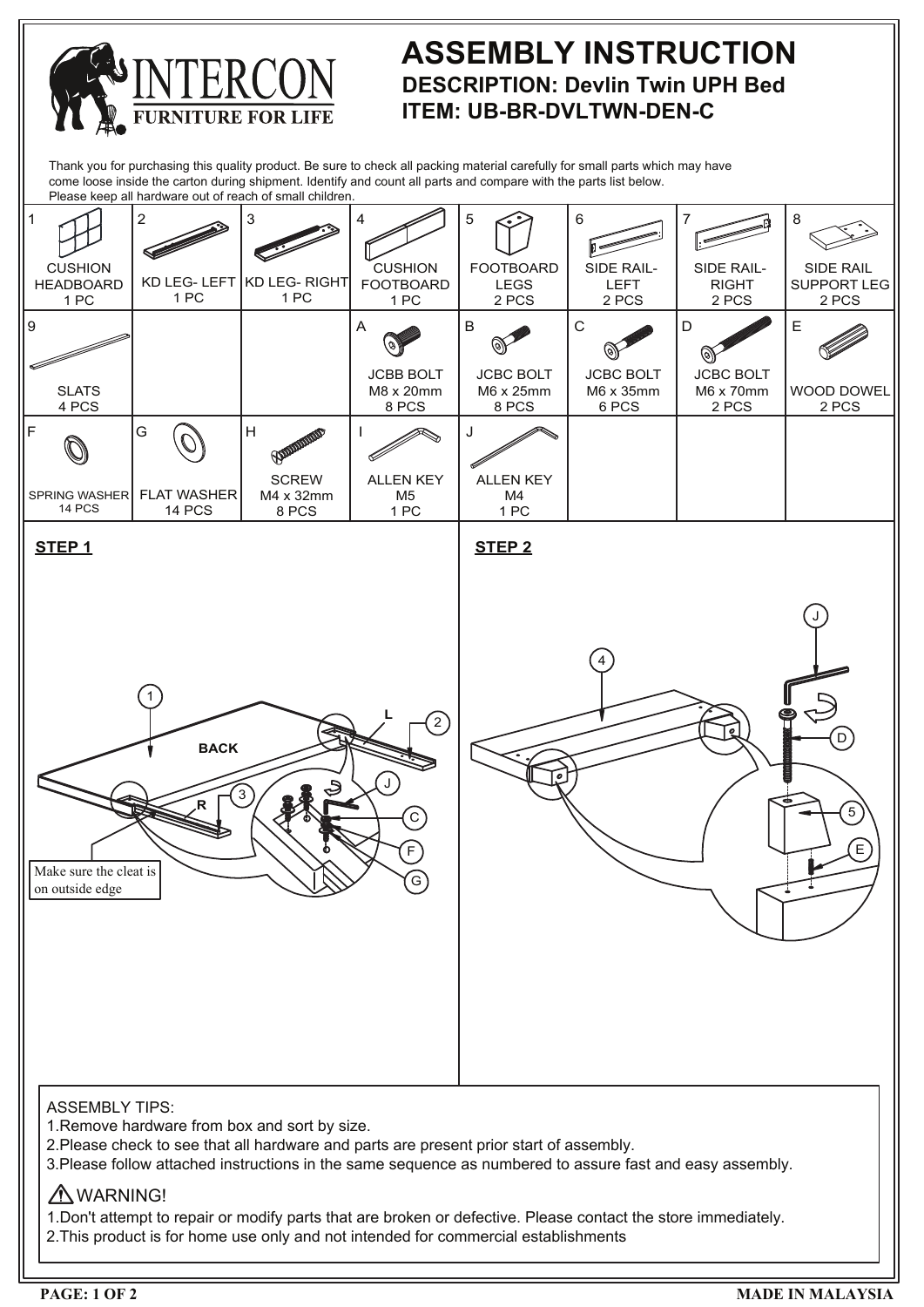INTERCON
FURNITURE FOR LIFE

# ASSEMBLY INSTRUCTION

## DESCRIPTION: Devlin Twin UPH Bed

## ITEM: UB-BR-DVLTWN-DEN-C

Thank you for purchasing this quality product. Be sure to check all packing material carefully for small parts which may have come loose inside the carton during shipment. Identify and count all parts and compare with the parts list below.
Please keep all hardware out of reach of small children.

| 1 | 2 | 3 | 4 | 5 | 6 | 7 | 8 |
|---|---|---|---|---|---|---|---|
| CUSHION HEADBOARD 1 PC | KD LEG- LEFT 1 PC | KD LEG- RIGHT 1 PC | CUSHION FOOTBOARD 1 PC | FOOTBOARD LEGS 2 PCS | SIDE RAIL- LEFT 2 PCS | SIDE RAIL- RIGHT 2 PCS | SIDE RAIL SUPPORT LEG 2 PCS |
| **9** | | | **A** | **B** | **C** | **D** | **E** |
| SLATS 4 PCS | | | JCBB BOLT M8 x 20mm 8 PCS | JCBC BOLT M6 x 25mm 8 PCS | JCBC BOLT M6 x 35mm 6 PCS | JCBC BOLT M6 x 70mm 2 PCS | WOOD DOWEL 2 PCS |
| **F** | **G** | **H** | **I** | **J** | | | |
| SPRING WASHER 14 PCS | FLAT WASHER 14 PCS | SCREW M4 x 32mm 8 PCS | ALLEN KEY M5 1 PC | ALLEN KEY M4 1 PC | | | |

**STEP 1**

Make sure the cleat is on outside edge

**STEP 2**

ASSEMBLY TIPS:
1.Remove hardware from box and sort by size.
2.Please check to see that all hardware and parts are present prior start of assembly.
3.Please follow attached instructions in the same sequence as numbered to assure fast and easy assembly.

⚠ WARNING!
1.Don't attempt to repair or modify parts that are broken or defective. Please contact the store immediately.
2.This product is for home use only and not intended for commercial establishments

MADE IN MALAYSIA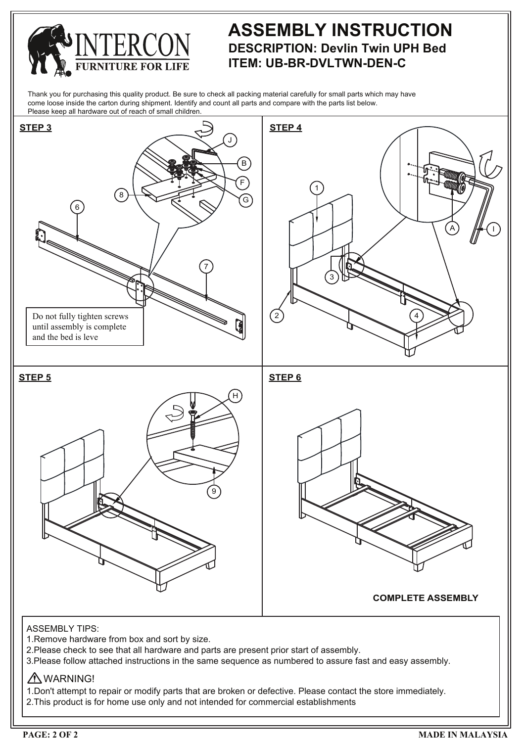# ASSEMBLY INSTRUCTION

**DESCRIPTION: Devlin Twin UPH Bed**

**ITEM: UB-BR-DVLTWN-DEN-C**

Thank you for purchasing this quality product. Be sure to check all packing material carefully for small parts which may have come loose inside the carton during shipment. Identify and count all parts and compare with the parts list below.
Please keep all hardware out of reach of small children.

## STEP 3

J
B
F
G
8
6
7

Do not fully tighten screws until assembly is complete and the bed is leve

## STEP 4

1
A
I
3
2
4

## STEP 5

H
9

## STEP 6

**COMPLETE ASSEMBLY**

ASSEMBLY TIPS:

1. Remove hardware from box and sort by size.
2. Please check to see that all hardware and parts are present prior start of assembly.
3. Please follow attached instructions in the same sequence as numbered to assure fast and easy assembly.

⚠ WARNING!

1. Don't attempt to repair or modify parts that are broken or defective. Please contact the store immediately.
2. This product is for home use only and not intended for commercial establishments

**MADE IN MALAYSIA**